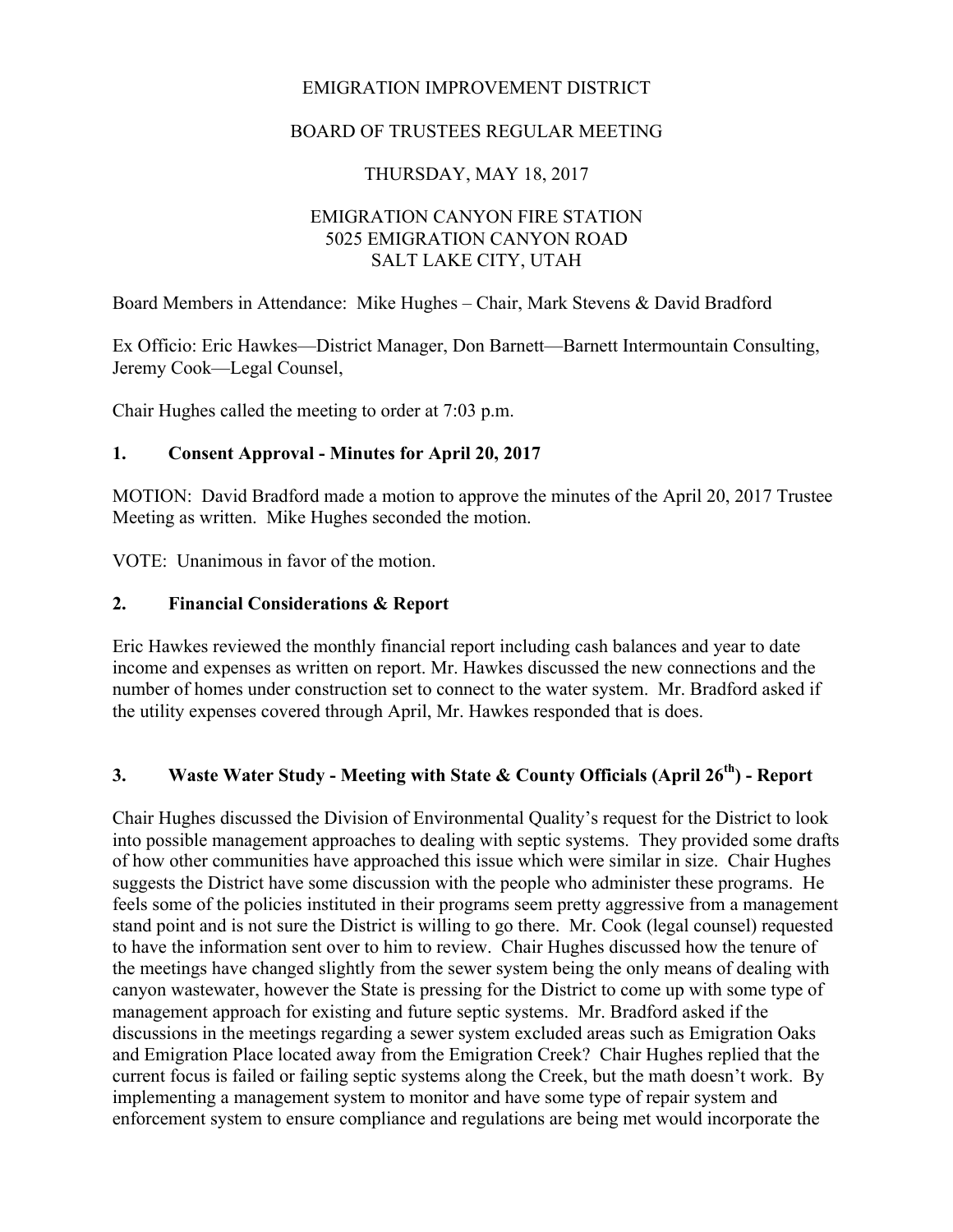EMIGRATION IMPROVEMENT DISTRICT

BOARD OF TRUSTEES REGULAR MEETING

THURSDAY, MAY 18, 2017

EMIGRATION CANYON FIRE STATION
5025 EMIGRATION CANYON ROAD
SALT LAKE CITY, UTAH

Board Members in Attendance: Mike Hughes – Chair, Mark Stevens & David Bradford

Ex Officio: Eric Hawkes—District Manager, Don Barnett—Barnett Intermountain Consulting, Jeremy Cook—Legal Counsel,

Chair Hughes called the meeting to order at 7:03 p.m.

## 1. Consent Approval - Minutes for April 20, 2017

MOTION: David Bradford made a motion to approve the minutes of the April 20, 2017 Trustee Meeting as written. Mike Hughes seconded the motion.

VOTE: Unanimous in favor of the motion.

## 2. Financial Considerations & Report

Eric Hawkes reviewed the monthly financial report including cash balances and year to date income and expenses as written on report. Mr. Hawkes discussed the new connections and the number of homes under construction set to connect to the water system. Mr. Bradford asked if the utility expenses covered through April, Mr. Hawkes responded that is does.

## 3. Waste Water Study - Meeting with State & County Officials (April 26th) - Report

Chair Hughes discussed the Division of Environmental Quality's request for the District to look into possible management approaches to dealing with septic systems. They provided some drafts of how other communities have approached this issue which were similar in size. Chair Hughes suggests the District have some discussion with the people who administer these programs. He feels some of the policies instituted in their programs seem pretty aggressive from a management stand point and is not sure the District is willing to go there. Mr. Cook (legal counsel) requested to have the information sent over to him to review. Chair Hughes discussed how the tenure of the meetings have changed slightly from the sewer system being the only means of dealing with canyon wastewater, however the State is pressing for the District to come up with some type of management approach for existing and future septic systems. Mr. Bradford asked if the discussions in the meetings regarding a sewer system excluded areas such as Emigration Oaks and Emigration Place located away from the Emigration Creek? Chair Hughes replied that the current focus is failed or failing septic systems along the Creek, but the math doesn't work. By implementing a management system to monitor and have some type of repair system and enforcement system to ensure compliance and regulations are being met would incorporate the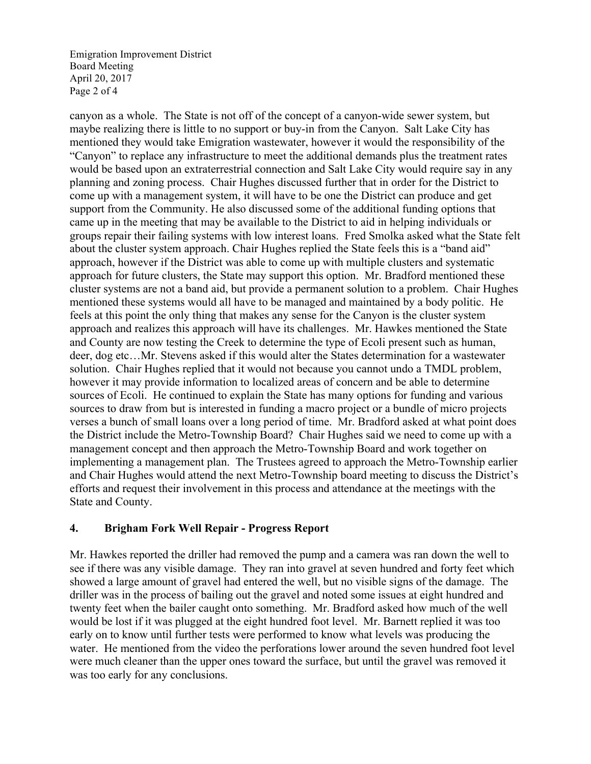canyon as a whole. The State is not off of the concept of a canyon-wide sewer system, but maybe realizing there is little to no support or buy-in from the Canyon. Salt Lake City has mentioned they would take Emigration wastewater, however it would the responsibility of the "Canyon" to replace any infrastructure to meet the additional demands plus the treatment rates would be based upon an extraterrestrial connection and Salt Lake City would require say in any planning and zoning process. Chair Hughes discussed further that in order for the District to come up with a management system, it will have to be one the District can produce and get support from the Community. He also discussed some of the additional funding options that came up in the meeting that may be available to the District to aid in helping individuals or groups repair their failing systems with low interest loans. Fred Smolka asked what the State felt about the cluster system approach. Chair Hughes replied the State feels this is a "band aid" approach, however if the District was able to come up with multiple clusters and systematic approach for future clusters, the State may support this option. Mr. Bradford mentioned these cluster systems are not a band aid, but provide a permanent solution to a problem. Chair Hughes mentioned these systems would all have to be managed and maintained by a body politic. He feels at this point the only thing that makes any sense for the Canyon is the cluster system approach and realizes this approach will have its challenges. Mr. Hawkes mentioned the State and County are now testing the Creek to determine the type of Ecoli present such as human, deer, dog etc…Mr. Stevens asked if this would alter the States determination for a wastewater solution. Chair Hughes replied that it would not because you cannot undo a TMDL problem, however it may provide information to localized areas of concern and be able to determine sources of Ecoli. He continued to explain the State has many options for funding and various sources to draw from but is interested in funding a macro project or a bundle of micro projects verses a bunch of small loans over a long period of time. Mr. Bradford asked at what point does the District include the Metro-Township Board? Chair Hughes said we need to come up with a management concept and then approach the Metro-Township Board and work together on implementing a management plan. The Trustees agreed to approach the Metro-Township earlier and Chair Hughes would attend the next Metro-Township board meeting to discuss the District's efforts and request their involvement in this process and attendance at the meetings with the State and County.

## 4. Brigham Fork Well Repair - Progress Report

Mr. Hawkes reported the driller had removed the pump and a camera was ran down the well to see if there was any visible damage. They ran into gravel at seven hundred and forty feet which showed a large amount of gravel had entered the well, but no visible signs of the damage. The driller was in the process of bailing out the gravel and noted some issues at eight hundred and twenty feet when the bailer caught onto something. Mr. Bradford asked how much of the well would be lost if it was plugged at the eight hundred foot level. Mr. Barnett replied it was too early on to know until further tests were performed to know what levels was producing the water. He mentioned from the video the perforations lower around the seven hundred foot level were much cleaner than the upper ones toward the surface, but until the gravel was removed it was too early for any conclusions.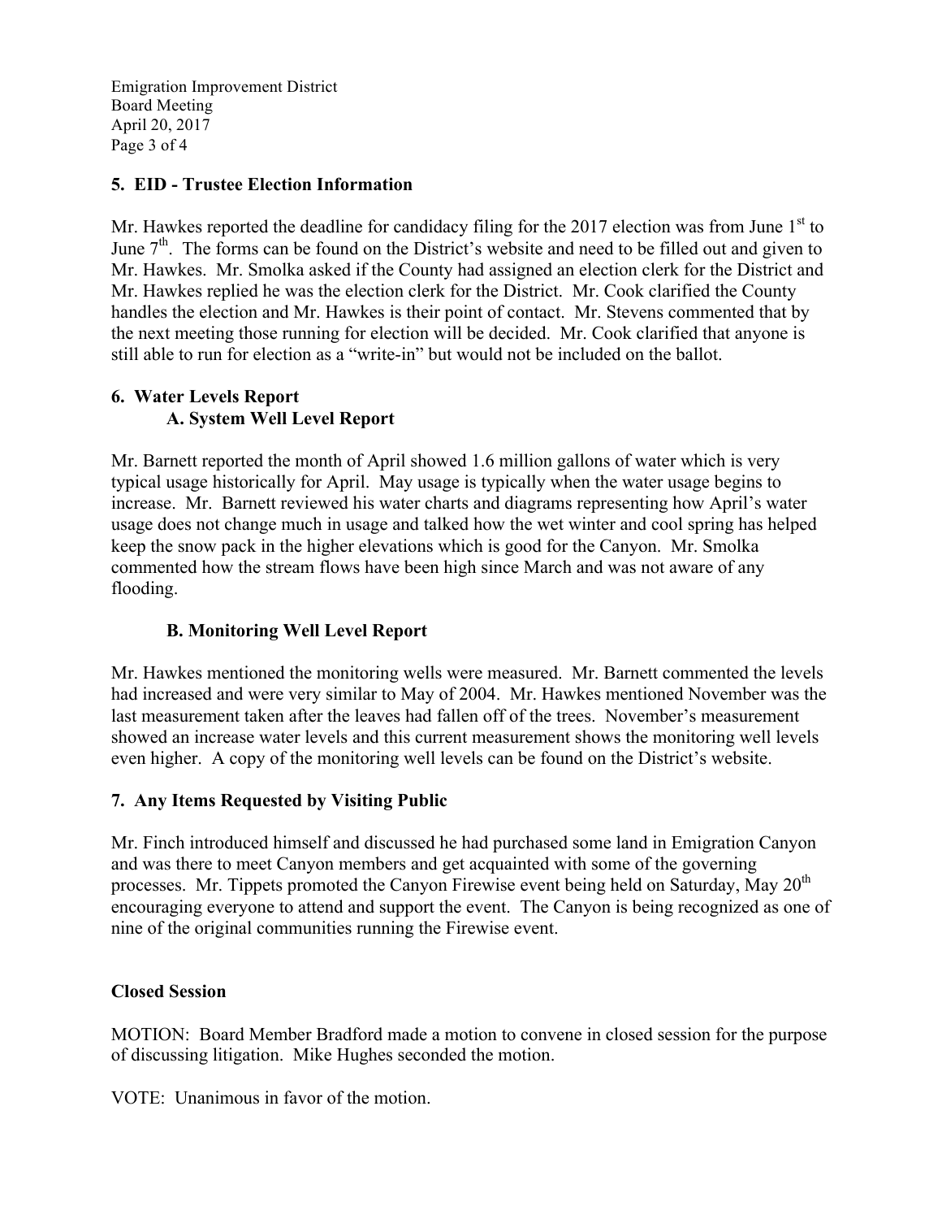## 5. EID - Trustee Election Information

Mr. Hawkes reported the deadline for candidacy filing for the 2017 election was from June 1st to June 7th. The forms can be found on the District's website and need to be filled out and given to Mr. Hawkes. Mr. Smolka asked if the County had assigned an election clerk for the District and Mr. Hawkes replied he was the election clerk for the District. Mr. Cook clarified the County handles the election and Mr. Hawkes is their point of contact. Mr. Stevens commented that by the next meeting those running for election will be decided. Mr. Cook clarified that anyone is still able to run for election as a "write-in" but would not be included on the ballot.

## 6. Water Levels Report

### A. System Well Level Report

Mr. Barnett reported the month of April showed 1.6 million gallons of water which is very typical usage historically for April. May usage is typically when the water usage begins to increase. Mr. Barnett reviewed his water charts and diagrams representing how April's water usage does not change much in usage and talked how the wet winter and cool spring has helped keep the snow pack in the higher elevations which is good for the Canyon. Mr. Smolka commented how the stream flows have been high since March and was not aware of any flooding.

### B. Monitoring Well Level Report

Mr. Hawkes mentioned the monitoring wells were measured. Mr. Barnett commented the levels had increased and were very similar to May of 2004. Mr. Hawkes mentioned November was the last measurement taken after the leaves had fallen off of the trees. November's measurement showed an increase water levels and this current measurement shows the monitoring well levels even higher. A copy of the monitoring well levels can be found on the District's website.

## 7. Any Items Requested by Visiting Public

Mr. Finch introduced himself and discussed he had purchased some land in Emigration Canyon and was there to meet Canyon members and get acquainted with some of the governing processes. Mr. Tippets promoted the Canyon Firewise event being held on Saturday, May 20th encouraging everyone to attend and support the event. The Canyon is being recognized as one of nine of the original communities running the Firewise event.

## Closed Session

MOTION: Board Member Bradford made a motion to convene in closed session for the purpose of discussing litigation. Mike Hughes seconded the motion.

VOTE: Unanimous in favor of the motion.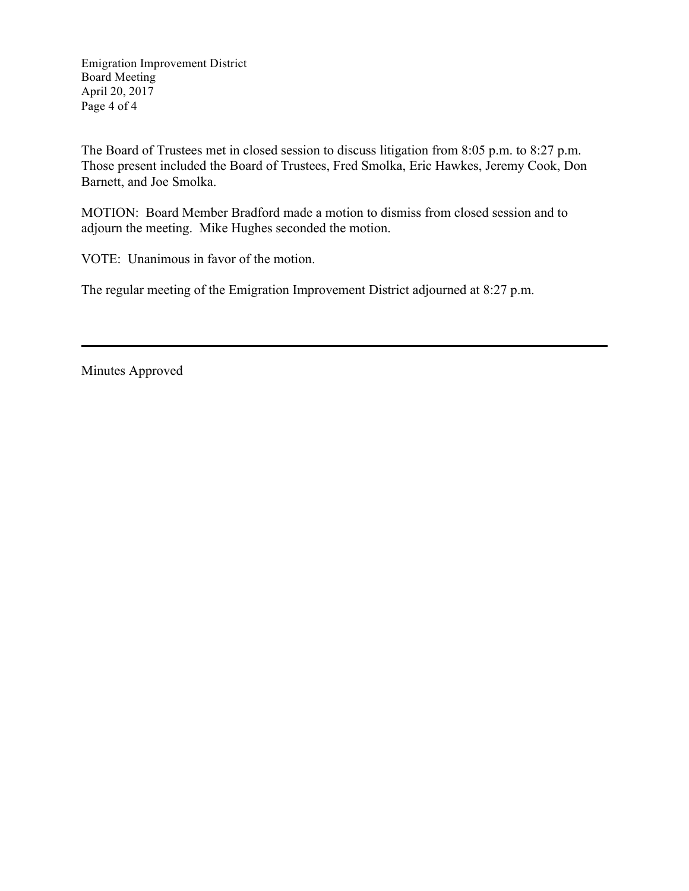The Board of Trustees met in closed session to discuss litigation from 8:05 p.m. to 8:27 p.m. Those present included the Board of Trustees, Fred Smolka, Eric Hawkes, Jeremy Cook, Don Barnett, and Joe Smolka.

MOTION: Board Member Bradford made a motion to dismiss from closed session and to adjourn the meeting. Mike Hughes seconded the motion.

VOTE: Unanimous in favor of the motion.

The regular meeting of the Emigration Improvement District adjourned at 8:27 p.m.

---

Minutes Approved